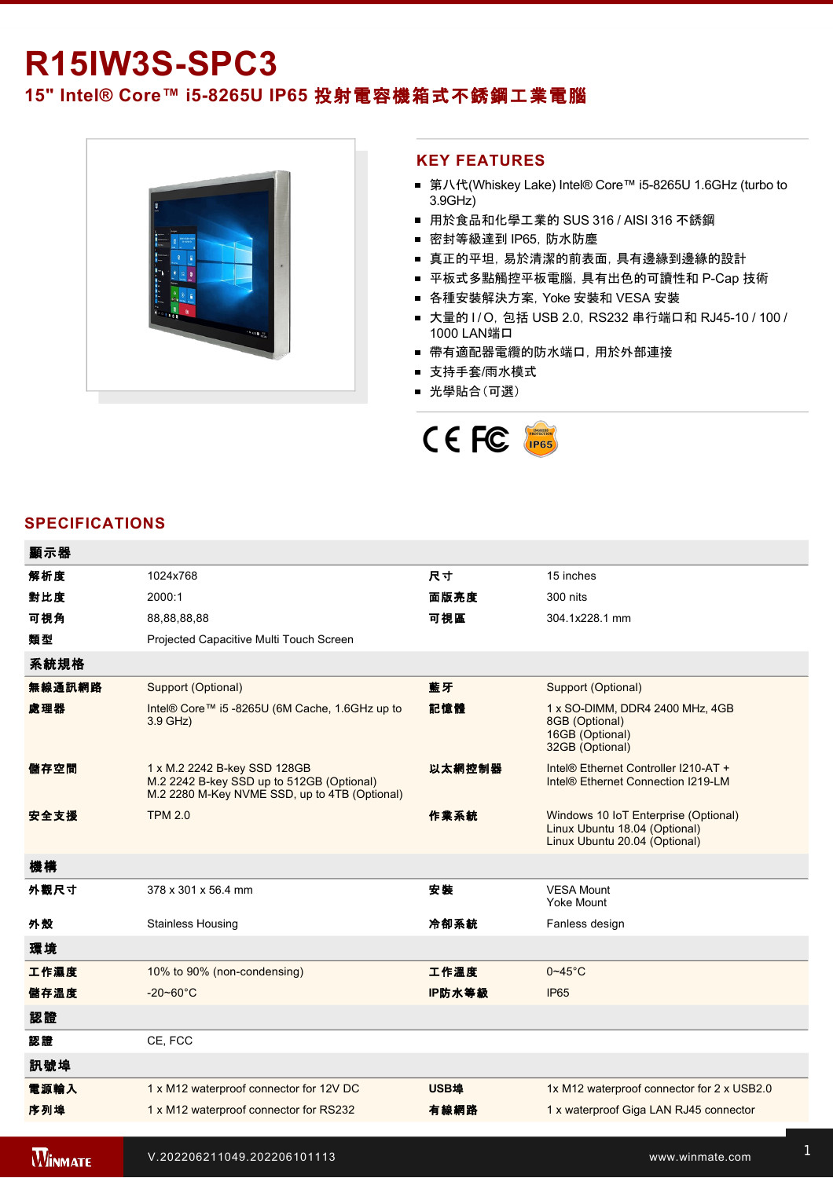# R15IW3S-SPC3

## 15" Intel® Core™ i5-8265U IP65 投射電容機箱式不銹鋼工業電腦

## KEY FEATURES

- 第八代(Whiskey Lake) Intel® Core™ i5-8265U 1.6GHz (turbo to 3.9GHz)
- 用於食品和化學工業的 SUS 316 / AISI 316 不銹鋼
- 密封等級達到 IP65，防水防塵
- 真正的平坦，易於清潔的前表面，具有邊緣到邊緣的設計
- 平板式多點觸控平板電腦，具有出色的可讀性和 P-Cap 技術
- 各種安裝解決方案，Yoke 安裝和 VESA 安裝
- 大量的 I / O，包括 USB 2.0，RS232 串行端口和 RJ45-10 / 100 / 1000 LAN端口
- 帶有適配器電纜的防水端口，用於外部連接
- 支持手套/雨水模式
- 光學貼合（可選）

## SPECIFICATIONS

| 顯示器 | | | |
|---|---|---|---|
| 解析度 | 1024x768 | 尺寸 | 15 inches |
| 對比度 | 2000:1 | 面版亮度 | 300 nits |
| 可視角 | 88,88,88,88 | 可視區 | 304.1x228.1 mm |
| 類型 | Projected Capacitive Multi Touch Screen | | |
| **系統規格** | | | |
| 無線通訊網路 | Support (Optional) | 藍牙 | Support (Optional) |
| 處理器 | Intel® Core™ i5 -8265U (6M Cache, 1.6GHz up to 3.9 GHz) | 記憶體 | 1 x SO-DIMM, DDR4 2400 MHz, 4GB<br>8GB (Optional)<br>16GB (Optional)<br>32GB (Optional) |
| 儲存空間 | 1 x M.2 2242 B-key SSD 128GB<br>M.2 2242 B-key SSD up to 512GB (Optional)<br>M.2 2280 M-Key NVME SSD, up to 4TB (Optional) | 以太網控制器 | Intel® Ethernet Controller I210-AT +<br>Intel® Ethernet Connection I219-LM |
| 安全支援 | TPM 2.0 | 作業系統 | Windows 10 IoT Enterprise (Optional)<br>Linux Ubuntu 18.04 (Optional)<br>Linux Ubuntu 20.04 (Optional) |
| **機構** | | | |
| 外觀尺寸 | 378 x 301 x 56.4 mm | 安裝 | VESA Mount<br>Yoke Mount |
| 外殼 | Stainless Housing | 冷卻系統 | Fanless design |
| **環境** | | | |
| 工作濕度 | 10% to 90% (non-condensing) | 工作溫度 | 0~45°C |
| 儲存溫度 | -20~60°C | IP防水等級 | IP65 |
| **認證** | | | |
| 認證 | CE, FCC | | |
| **訊號埠** | | | |
| 電源輸入 | 1 x M12 waterproof connector for 12V DC | USB埠 | 1x M12 waterproof connector for 2 x USB2.0 |
| 序列埠 | 1 x M12 waterproof connector for RS232 | 有線網路 | 1 x waterproof Giga LAN RJ45 connector |

V.202206211049.202206101113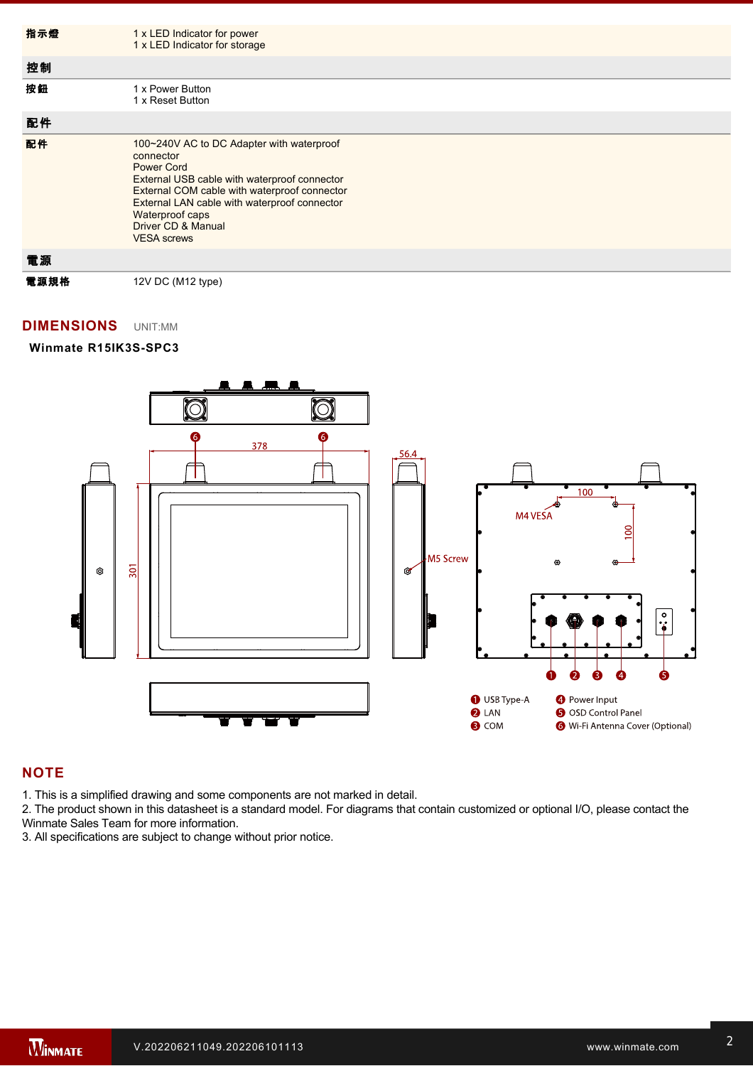| | |
|---|---|
| 指示燈 | 1 x LED Indicator for power<br>1 x LED Indicator for storage |
| **控制** | |
| 按鈕 | 1 x Power Button<br>1 x Reset Button |
| **配件** | |
| 配件 | 100~240V AC to DC Adapter with waterproof connector<br>Power Cord<br>External USB cable with waterproof connector<br>External COM cable with waterproof connector<br>External LAN cable with waterproof connector<br>Waterproof caps<br>Driver CD & Manual<br>VESA screws |
| **電源** | |
| 電源規格 | 12V DC (M12 type) |

## DIMENSIONS UNIT:MM

**Winmate R15IK3S-SPC3**

378

56.4

301

100

100

M4 VESA

M5 Screw

1 USB Type-A
2 LAN
3 COM
4 Power Input
5 OSD Control Panel
6 Wi-Fi Antenna Cover (Optional)

## NOTE

1. This is a simplified drawing and some components are not marked in detail.
2. The product shown in this datasheet is a standard model. For diagrams that contain customized or optional I/O, please contact the Winmate Sales Team for more information.
3. All specifications are subject to change without prior notice.

V.202206211049.202206101113

www.winmate.com